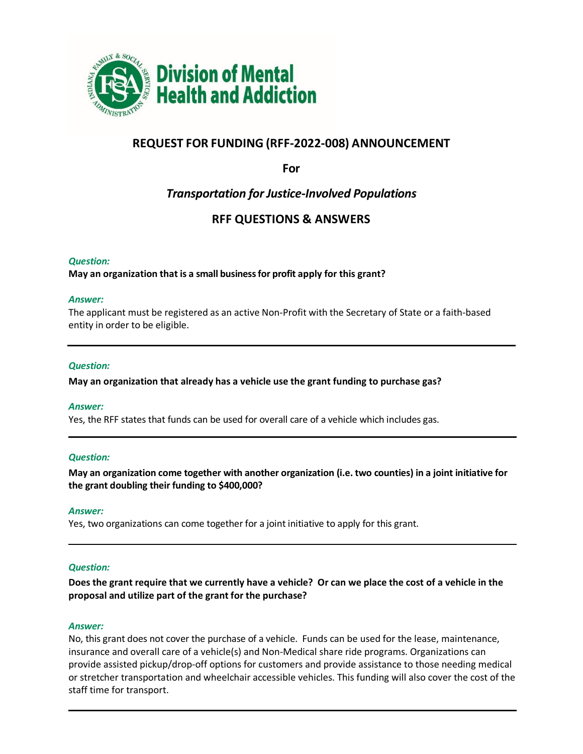# Division of Mental Health and Addiction

## REQUEST FOR FUNDING (RFF-2022-008) ANNOUNCEMENT

**For**

## *Transportation for Justice-Involved Populations*

## RFF QUESTIONS & ANSWERS

***Question:***

**May an organization that is a small business for profit apply for this grant?**

***Answer:***

The applicant must be registered as an active Non-Profit with the Secretary of State or a faith-based entity in order to be eligible.

---

***Question:***

**May an organization that already has a vehicle use the grant funding to purchase gas?**

***Answer:***

Yes, the RFF states that funds can be used for overall care of a vehicle which includes gas.

---

***Question:***

**May an organization come together with another organization (i.e. two counties) in a joint initiative for the grant doubling their funding to $400,000?**

***Answer:***

Yes, two organizations can come together for a joint initiative to apply for this grant.

---

***Question:***

**Does the grant require that we currently have a vehicle? Or can we place the cost of a vehicle in the proposal and utilize part of the grant for the purchase?**

***Answer:***

No, this grant does not cover the purchase of a vehicle. Funds can be used for the lease, maintenance, insurance and overall care of a vehicle(s) and Non-Medical share ride programs. Organizations can provide assisted pickup/drop-off options for customers and provide assistance to those needing medical or stretcher transportation and wheelchair accessible vehicles. This funding will also cover the cost of the staff time for transport.

---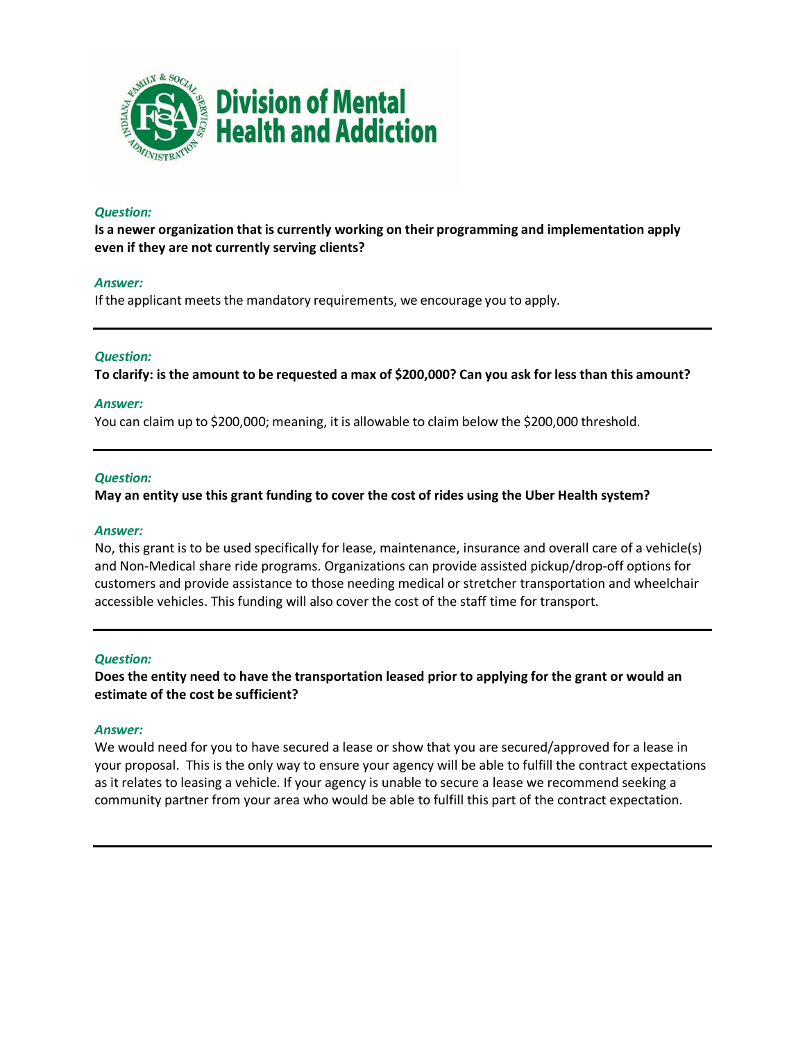**Division of Mental Health and Addiction**

*Question:*

**Is a newer organization that is currently working on their programming and implementation apply even if they are not currently serving clients?**

*Answer:*

If the applicant meets the mandatory requirements, we encourage you to apply.

---

*Question:*

**To clarify: is the amount to be requested a max of $200,000? Can you ask for less than this amount?**

*Answer:*

You can claim up to $200,000; meaning, it is allowable to claim below the $200,000 threshold.

---

*Question:*

**May an entity use this grant funding to cover the cost of rides using the Uber Health system?**

*Answer:*

No, this grant is to be used specifically for lease, maintenance, insurance and overall care of a vehicle(s) and Non-Medical share ride programs. Organizations can provide assisted pickup/drop-off options for customers and provide assistance to those needing medical or stretcher transportation and wheelchair accessible vehicles. This funding will also cover the cost of the staff time for transport.

---

*Question:*

**Does the entity need to have the transportation leased prior to applying for the grant or would an estimate of the cost be sufficient?**

*Answer:*

We would need for you to have secured a lease or show that you are secured/approved for a lease in your proposal. This is the only way to ensure your agency will be able to fulfill the contract expectations as it relates to leasing a vehicle. If your agency is unable to secure a lease we recommend seeking a community partner from your area who would be able to fulfill this part of the contract expectation.

---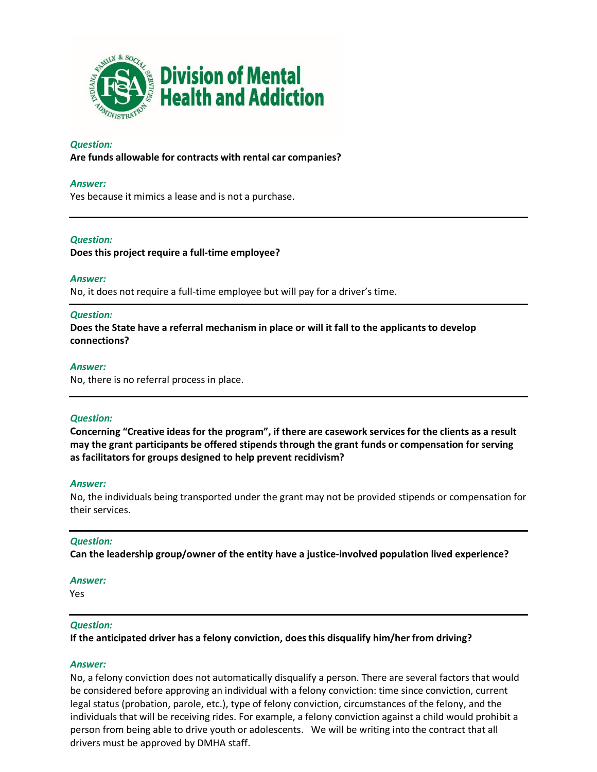***Question:***
**Are funds allowable for contracts with rental car companies?**

***Answer:***
Yes because it mimics a lease and is not a purchase.

---

***Question:***
**Does this project require a full-time employee?**

***Answer:***
No, it does not require a full-time employee but will pay for a driver's time.

---

***Question:***
**Does the State have a referral mechanism in place or will it fall to the applicants to develop connections?**

***Answer:***
No, there is no referral process in place.

---

***Question:***
**Concerning "Creative ideas for the program", if there are casework services for the clients as a result may the grant participants be offered stipends through the grant funds or compensation for serving as facilitators for groups designed to help prevent recidivism?**

***Answer:***
No, the individuals being transported under the grant may not be provided stipends or compensation for their services.

---

***Question:***
**Can the leadership group/owner of the entity have a justice-involved population lived experience?**

***Answer:***
Yes

---

***Question:***
**If the anticipated driver has a felony conviction, does this disqualify him/her from driving?**

***Answer:***
No, a felony conviction does not automatically disqualify a person. There are several factors that would be considered before approving an individual with a felony conviction: time since conviction, current legal status (probation, parole, etc.), type of felony conviction, circumstances of the felony, and the individuals that will be receiving rides. For example, a felony conviction against a child would prohibit a person from being able to drive youth or adolescents. We will be writing into the contract that all drivers must be approved by DMHA staff.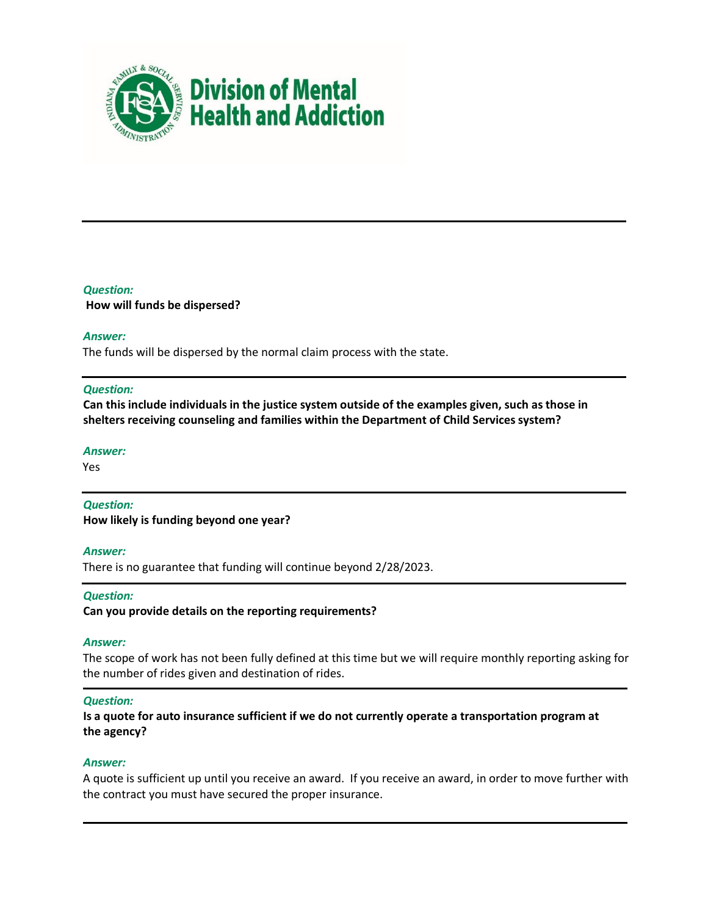***Question:***

**How will funds be dispersed?**

***Answer:***

The funds will be dispersed by the normal claim process with the state.

---

***Question:***

**Can this include individuals in the justice system outside of the examples given, such as those in shelters receiving counseling and families within the Department of Child Services system?**

***Answer:***

Yes

---

***Question:***

**How likely is funding beyond one year?**

***Answer:***

There is no guarantee that funding will continue beyond 2/28/2023.

---

***Question:***

**Can you provide details on the reporting requirements?**

***Answer:***

The scope of work has not been fully defined at this time but we will require monthly reporting asking for the number of rides given and destination of rides.

---

***Question:***

**Is a quote for auto insurance sufficient if we do not currently operate a transportation program at the agency?**

***Answer:***

A quote is sufficient up until you receive an award. If you receive an award, in order to move further with the contract you must have secured the proper insurance.

---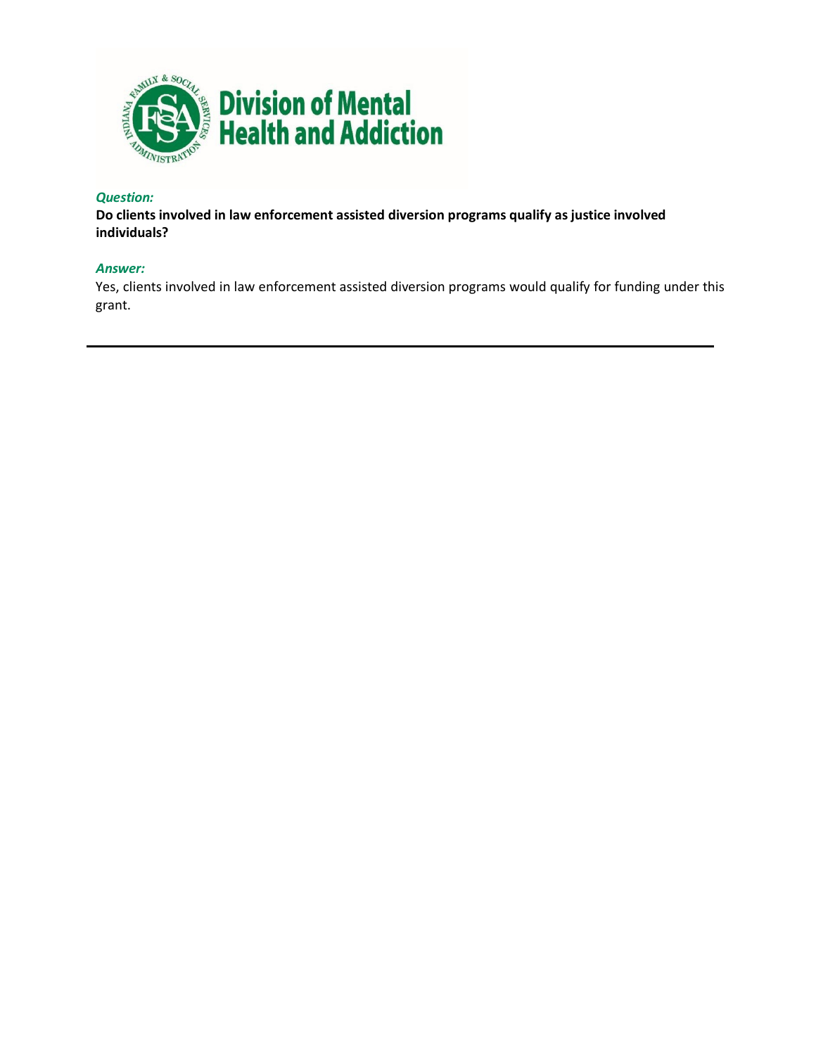Division of Mental Health and Addiction

*Question:*

**Do clients involved in law enforcement assisted diversion programs qualify as justice involved individuals?**

*Answer:*

Yes, clients involved in law enforcement assisted diversion programs would qualify for funding under this grant.

---